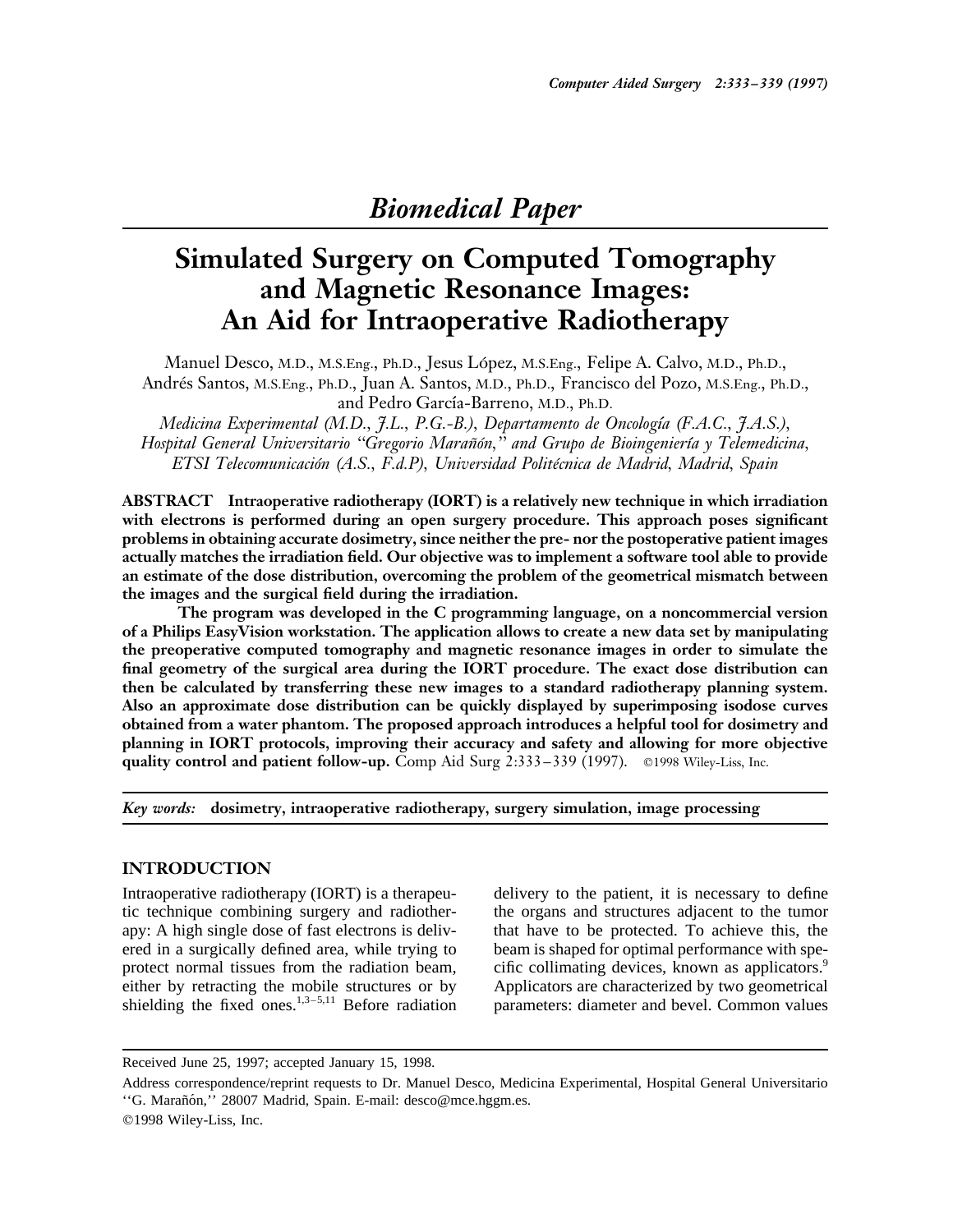*Biomedical Paper*

# Simulated Surgery on Computed Tomography and Magnetic Resonance Images: An Aid for Intraoperative Radiotherapy

Manuel Desco, M.D., M.S.Eng., Ph.D., Jesus López, M.S.Eng., Felipe A. Calvo, M.D., Ph.D., Andrés Santos, M.S.Eng., Ph.D., Juan A. Santos, M.D., Ph.D., Francisco del Pozo, M.S.Eng., Ph.D., and Pedro García-Barreno, M.D., Ph.D.

*Medicina Experimental (M.D., J.L., P.G.-B.), Departamento de Oncología (F.A.C., J.A.S.), Hospital General Universitario "Gregorio Marañón," and Grupo de Bioingeniería y Telemedicina, ETSI Telecomunicación (A.S., F.d.P), Universidad Politécnica de Madrid, Madrid, Spain*

**ABSTRACT Intraoperative radiotherapy (IORT) is a relatively new technique in which irradiation with electrons is performed during an open surgery procedure. This approach poses significant problems in obtaining accurate dosimetry, since neither the pre- nor the postoperative patient images actually matches the irradiation field. Our objective was to implement a software tool able to provide an estimate of the dose distribution, overcoming the problem of the geometrical mismatch between the images and the surgical field during the irradiation.**

**The program was developed in the C programming language, on a noncommercial version of a Philips EasyVision workstation. The application allows to create a new data set by manipulating the preoperative computed tomography and magnetic resonance images in order to simulate the final geometry of the surgical area during the IORT procedure. The exact dose distribution can then be calculated by transferring these new images to a standard radiotherapy planning system. Also an approximate dose distribution can be quickly displayed by superimposing isodose curves obtained from a water phantom. The proposed approach introduces a helpful tool for dosimetry and planning in IORT protocols, improving their accuracy and safety and allowing for more objective quality control and patient follow-up.** Comp Aid Surg 2:333–339 (1997). ©1998 Wiley-Liss, Inc.

*Key words:* **dosimetry, intraoperative radiotherapy, surgery simulation, image processing**

## INTRODUCTION

Intraoperative radiotherapy (IORT) is a therapeutic technique combining surgery and radiotherapy: A high single dose of fast electrons is delivered in a surgically defined area, while trying to protect normal tissues from the radiation beam, either by retracting the mobile structures or by shielding the fixed ones.[1,3–5,11] Before radiation delivery to the patient, it is necessary to define the organs and structures adjacent to the tumor that have to be protected. To achieve this, the beam is shaped for optimal performance with specific collimating devices, known as applicators.[9] Applicators are characterized by two geometrical parameters: diameter and bevel. Common values

Received June 25, 1997; accepted January 15, 1998.

Address correspondence/reprint requests to Dr. Manuel Desco, Medicina Experimental, Hospital General Universitario ''G. Marañón,'' 28007 Madrid, Spain. E-mail: desco@mce.hggm.es.

©1998 Wiley-Liss, Inc.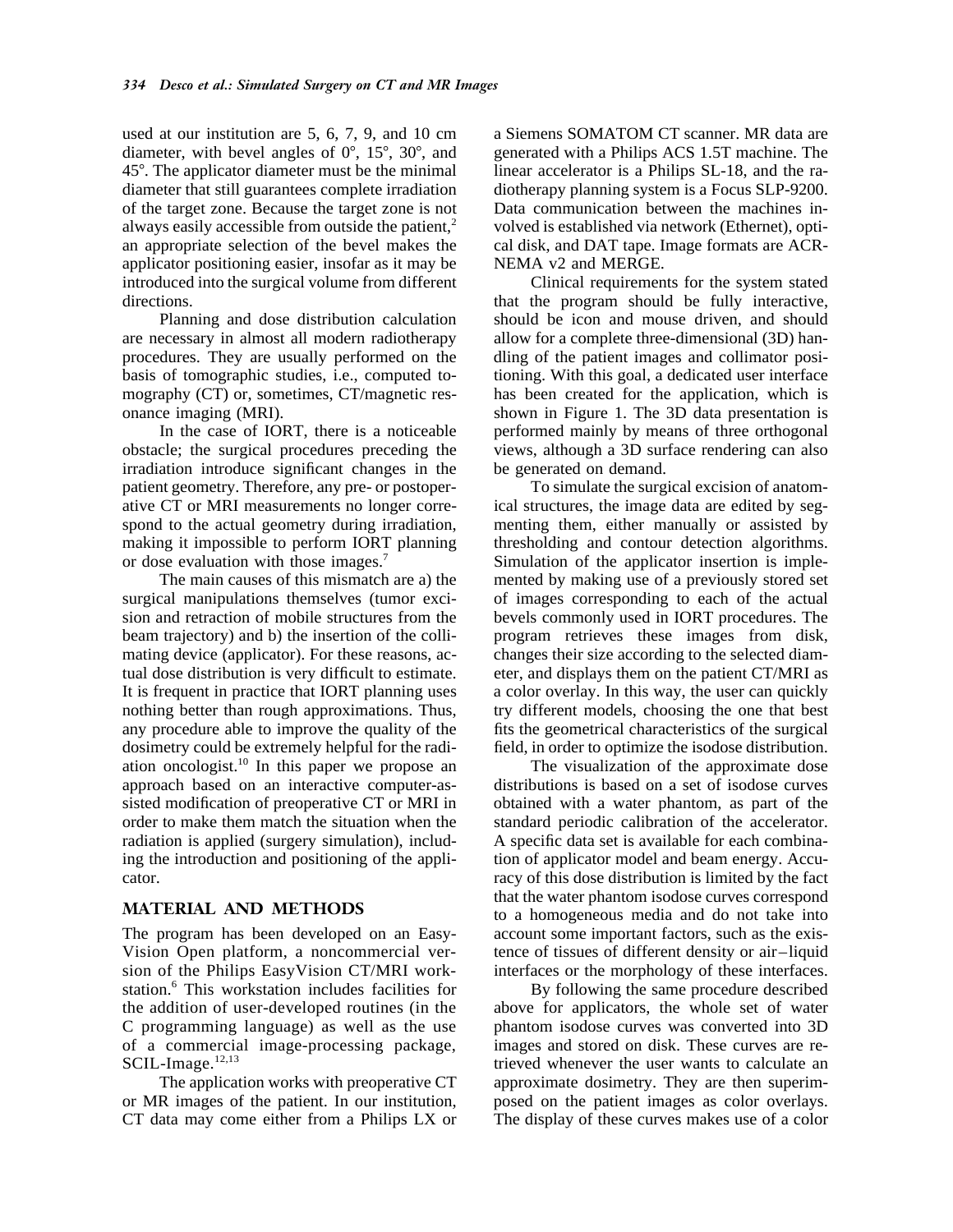used at our institution are 5, 6, 7, 9, and 10 cm diameter, with bevel angles of 0°, 15°, 30°, and 45°. The applicator diameter must be the minimal diameter that still guarantees complete irradiation of the target zone. Because the target zone is not always easily accessible from outside the patient,[2] an appropriate selection of the bevel makes the applicator positioning easier, insofar as it may be introduced into the surgical volume from different directions.

Planning and dose distribution calculation are necessary in almost all modern radiotherapy procedures. They are usually performed on the basis of tomographic studies, i.e., computed tomography (CT) or, sometimes, CT/magnetic resonance imaging (MRI).

In the case of IORT, there is a noticeable obstacle; the surgical procedures preceding the irradiation introduce significant changes in the patient geometry. Therefore, any pre- or postoperative CT or MRI measurements no longer correspond to the actual geometry during irradiation, making it impossible to perform IORT planning or dose evaluation with those images.[7]

The main causes of this mismatch are a) the surgical manipulations themselves (tumor excision and retraction of mobile structures from the beam trajectory) and b) the insertion of the collimating device (applicator). For these reasons, actual dose distribution is very difficult to estimate. It is frequent in practice that IORT planning uses nothing better than rough approximations. Thus, any procedure able to improve the quality of the dosimetry could be extremely helpful for the radiation oncologist.[10] In this paper we propose an approach based on an interactive computer-assisted modification of preoperative CT or MRI in order to make them match the situation when the radiation is applied (surgery simulation), including the introduction and positioning of the applicator.

## MATERIAL AND METHODS

The program has been developed on an EasyVision Open platform, a noncommercial version of the Philips EasyVision CT/MRI workstation.[6] This workstation includes facilities for the addition of user-developed routines (in the C programming language) as well as the use of a commercial image-processing package, SCIL-Image.[12,13]

The application works with preoperative CT or MR images of the patient. In our institution, CT data may come either from a Philips LX or a Siemens SOMATOM CT scanner. MR data are generated with a Philips ACS 1.5T machine. The linear accelerator is a Philips SL-18, and the radiotherapy planning system is a Focus SLP-9200. Data communication between the machines involved is established via network (Ethernet), optical disk, and DAT tape. Image formats are ACR-NEMA v2 and MERGE.

Clinical requirements for the system stated that the program should be fully interactive, should be icon and mouse driven, and should allow for a complete three-dimensional (3D) handling of the patient images and collimator positioning. With this goal, a dedicated user interface has been created for the application, which is shown in Figure 1. The 3D data presentation is performed mainly by means of three orthogonal views, although a 3D surface rendering can also be generated on demand.

To simulate the surgical excision of anatomical structures, the image data are edited by segmenting them, either manually or assisted by thresholding and contour detection algorithms. Simulation of the applicator insertion is implemented by making use of a previously stored set of images corresponding to each of the actual bevels commonly used in IORT procedures. The program retrieves these images from disk, changes their size according to the selected diameter, and displays them on the patient CT/MRI as a color overlay. In this way, the user can quickly try different models, choosing the one that best fits the geometrical characteristics of the surgical field, in order to optimize the isodose distribution.

The visualization of the approximate dose distributions is based on a set of isodose curves obtained with a water phantom, as part of the standard periodic calibration of the accelerator. A specific data set is available for each combination of applicator model and beam energy. Accuracy of this dose distribution is limited by the fact that the water phantom isodose curves correspond to a homogeneous media and do not take into account some important factors, such as the existence of tissues of different density or air–liquid interfaces or the morphology of these interfaces.

By following the same procedure described above for applicators, the whole set of water phantom isodose curves was converted into 3D images and stored on disk. These curves are retrieved whenever the user wants to calculate an approximate dosimetry. They are then superimposed on the patient images as color overlays. The display of these curves makes use of a color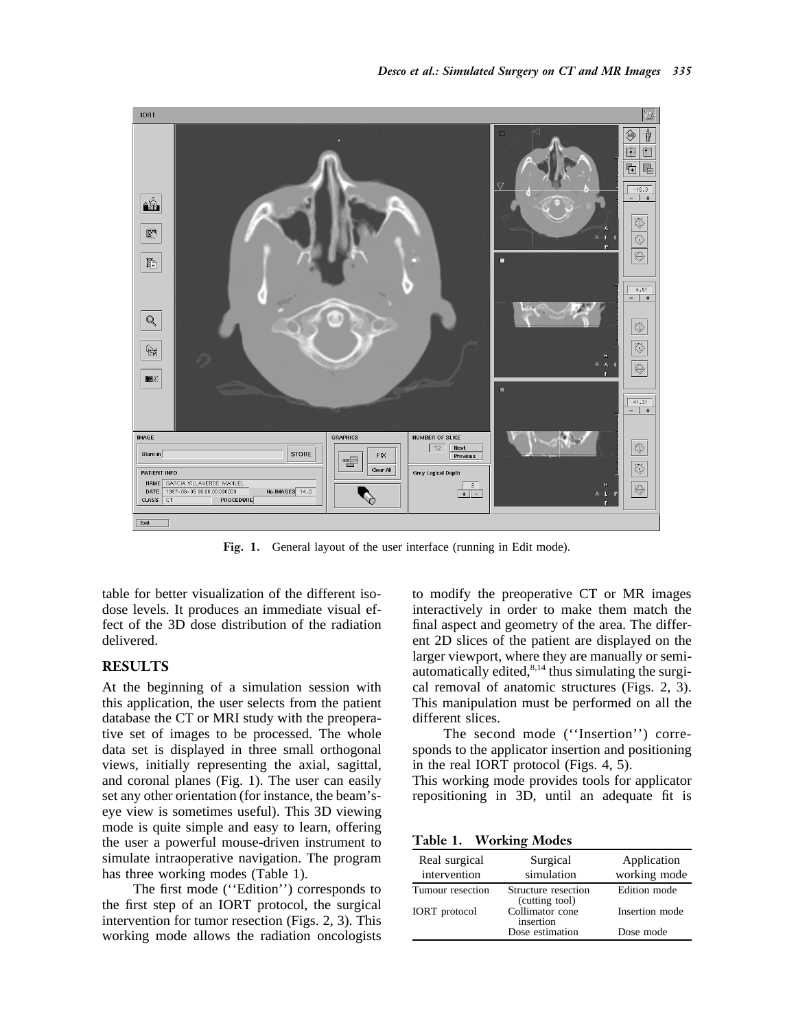Fig. 1. General layout of the user interface (running in Edit mode).

table for better visualization of the different isodose levels. It produces an immediate visual effect of the 3D dose distribution of the radiation delivered.

## RESULTS

At the beginning of a simulation session with this application, the user selects from the patient database the CT or MRI study with the preoperative set of images to be processed. The whole data set is displayed in three small orthogonal views, initially representing the axial, sagittal, and coronal planes (Fig. 1). The user can easily set any other orientation (for instance, the beam's-eye view is sometimes useful). This 3D viewing mode is quite simple and easy to learn, offering the user a powerful mouse-driven instrument to simulate intraoperative navigation. The program has three working modes (Table 1).

The first mode (''Edition'') corresponds to the first step of an IORT protocol, the surgical intervention for tumor resection (Figs. 2, 3). This working mode allows the radiation oncologists to modify the preoperative CT or MR images interactively in order to make them match the final aspect and geometry of the area. The different 2D slices of the patient are displayed on the larger viewport, where they are manually or semiautomatically edited,[8,14] thus simulating the surgical removal of anatomic structures (Figs. 2, 3). This manipulation must be performed on all the different slices.

The second mode (''Insertion'') corresponds to the applicator insertion and positioning in the real IORT protocol (Figs. 4, 5).

This working mode provides tools for applicator repositioning in 3D, until an adequate fit is

**Table 1. Working Modes**

| Real surgical intervention | Surgical simulation | Application working mode |
|---|---|---|
| Tumour resection | Structure resection (cutting tool) | Edition mode |
| IORT protocol | Collimator cone insertion | Insertion mode |
| | Dose estimation | Dose mode |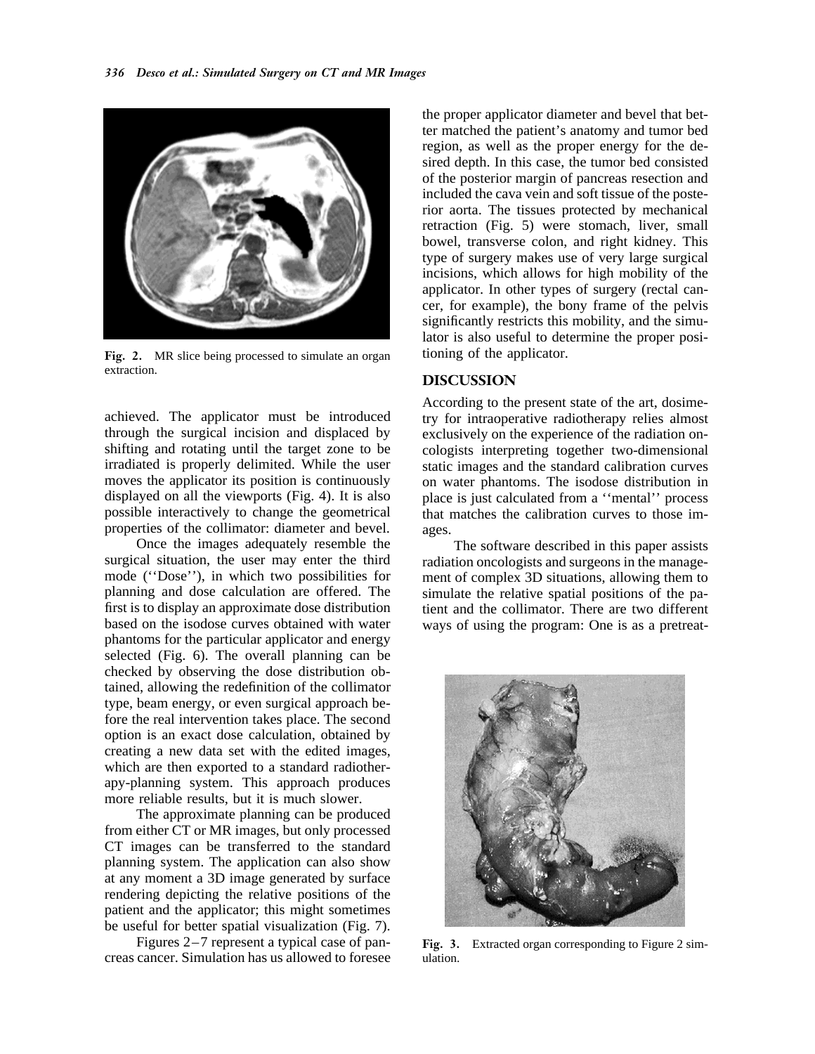Fig. 2. MR slice being processed to simulate an organ extraction.

achieved. The applicator must be introduced through the surgical incision and displaced by shifting and rotating until the target zone to be irradiated is properly delimited. While the user moves the applicator its position is continuously displayed on all the viewports (Fig. 4). It is also possible interactively to change the geometrical properties of the collimator: diameter and bevel.

Once the images adequately resemble the surgical situation, the user may enter the third mode (''Dose''), in which two possibilities for planning and dose calculation are offered. The first is to display an approximate dose distribution based on the isodose curves obtained with water phantoms for the particular applicator and energy selected (Fig. 6). The overall planning can be checked by observing the dose distribution obtained, allowing the redefinition of the collimator type, beam energy, or even surgical approach before the real intervention takes place. The second option is an exact dose calculation, obtained by creating a new data set with the edited images, which are then exported to a standard radiotherapy-planning system. This approach produces more reliable results, but it is much slower.

The approximate planning can be produced from either CT or MR images, but only processed CT images can be transferred to the standard planning system. The application can also show at any moment a 3D image generated by surface rendering depicting the relative positions of the patient and the applicator; this might sometimes be useful for better spatial visualization (Fig. 7).

Figures 2–7 represent a typical case of pancreas cancer. Simulation has us allowed to foresee the proper applicator diameter and bevel that better matched the patient's anatomy and tumor bed region, as well as the proper energy for the desired depth. In this case, the tumor bed consisted of the posterior margin of pancreas resection and included the cava vein and soft tissue of the posterior aorta. The tissues protected by mechanical retraction (Fig. 5) were stomach, liver, small bowel, transverse colon, and right kidney. This type of surgery makes use of very large surgical incisions, which allows for high mobility of the applicator. In other types of surgery (rectal cancer, for example), the bony frame of the pelvis significantly restricts this mobility, and the simulator is also useful to determine the proper positioning of the applicator.

## DISCUSSION

According to the present state of the art, dosimetry for intraoperative radiotherapy relies almost exclusively on the experience of the radiation oncologists interpreting together two-dimensional static images and the standard calibration curves on water phantoms. The isodose distribution in place is just calculated from a ''mental'' process that matches the calibration curves to those images.

The software described in this paper assists radiation oncologists and surgeons in the management of complex 3D situations, allowing them to simulate the relative spatial positions of the patient and the collimator. There are two different ways of using the program: One is as a pretreat-

Fig. 3. Extracted organ corresponding to Figure 2 simulation.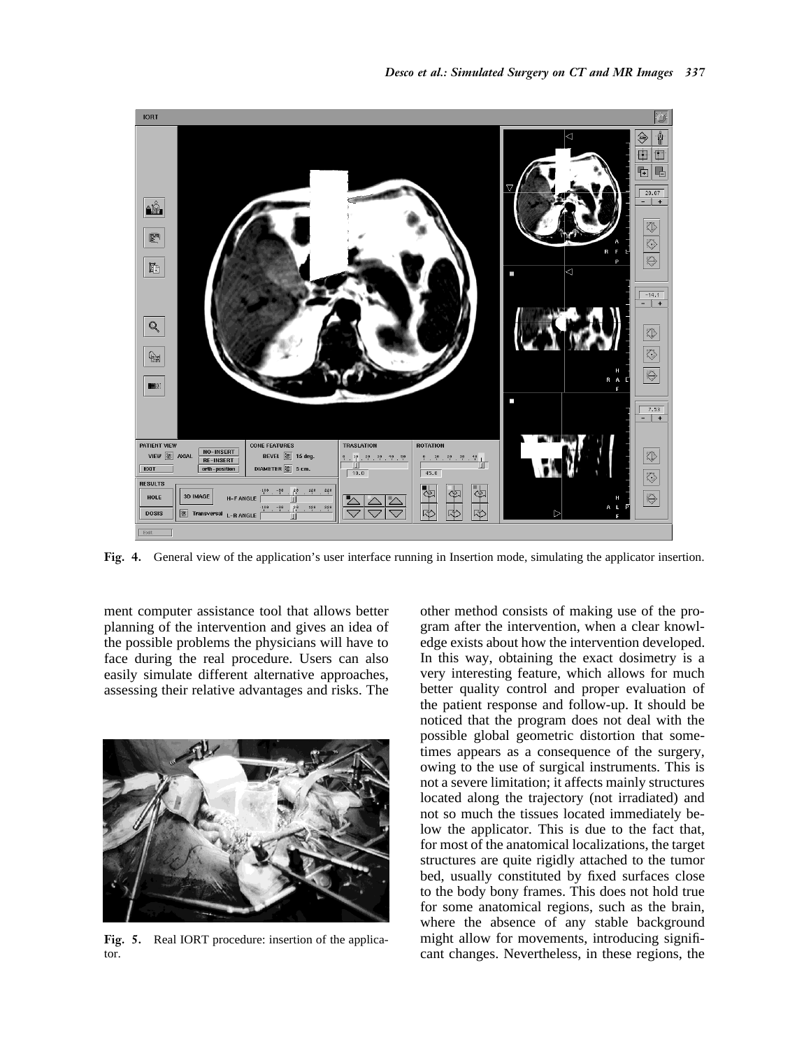Fig. 4. General view of the application's user interface running in Insertion mode, simulating the applicator insertion.

ment computer assistance tool that allows better planning of the intervention and gives an idea of the possible problems the physicians will have to face during the real procedure. Users can also easily simulate different alternative approaches, assessing their relative advantages and risks. The other method consists of making use of the program after the intervention, when a clear knowledge exists about how the intervention developed. In this way, obtaining the exact dosimetry is a very interesting feature, which allows for much better quality control and proper evaluation of the patient response and follow-up. It should be noticed that the program does not deal with the possible global geometric distortion that sometimes appears as a consequence of the surgery, owing to the use of surgical instruments. This is not a severe limitation; it affects mainly structures located along the trajectory (not irradiated) and not so much the tissues located immediately below the applicator. This is due to the fact that, for most of the anatomical localizations, the target structures are quite rigidly attached to the tumor bed, usually constituted by fixed surfaces close to the body bony frames. This does not hold true for some anatomical regions, such as the brain, where the absence of any stable background might allow for movements, introducing significant changes. Nevertheless, in these regions, the

Fig. 5. Real IORT procedure: insertion of the applicator.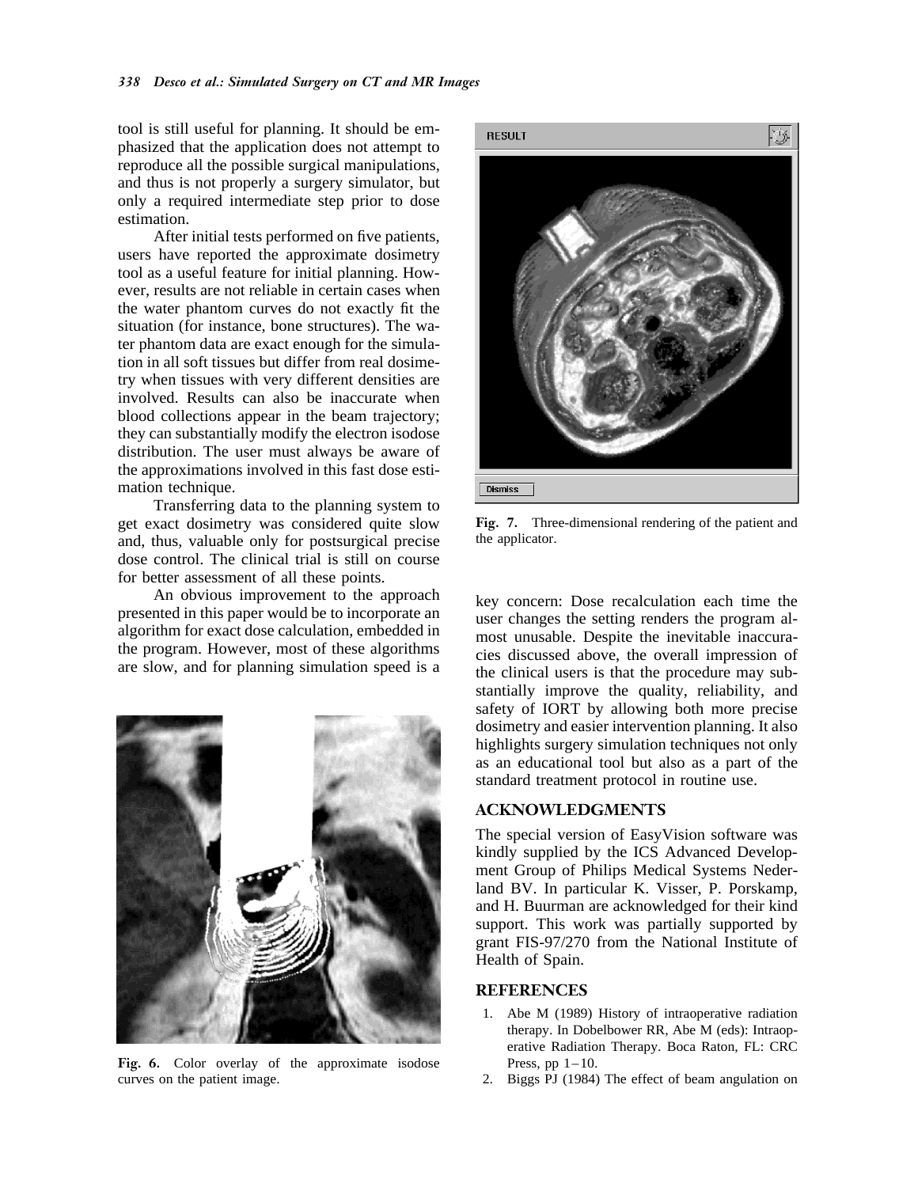tool is still useful for planning. It should be emphasized that the application does not attempt to reproduce all the possible surgical manipulations, and thus is not properly a surgery simulator, but only a required intermediate step prior to dose estimation.

After initial tests performed on five patients, users have reported the approximate dosimetry tool as a useful feature for initial planning. However, results are not reliable in certain cases when the water phantom curves do not exactly fit the situation (for instance, bone structures). The water phantom data are exact enough for the simulation in all soft tissues but differ from real dosimetry when tissues with very different densities are involved. Results can also be inaccurate when blood collections appear in the beam trajectory; they can substantially modify the electron isodose distribution. The user must always be aware of the approximations involved in this fast dose estimation technique.

Transferring data to the planning system to get exact dosimetry was considered quite slow and, thus, valuable only for postsurgical precise dose control. The clinical trial is still on course for better assessment of all these points.

An obvious improvement to the approach presented in this paper would be to incorporate an algorithm for exact dose calculation, embedded in the program. However, most of these algorithms are slow, and for planning simulation speed is a key concern: Dose recalculation each time the user changes the setting renders the program almost unusable. Despite the inevitable inaccuracies discussed above, the overall impression of the clinical users is that the procedure may substantially improve the quality, reliability, and safety of IORT by allowing both more precise dosimetry and easier intervention planning. It also highlights surgery simulation techniques not only as an educational tool but also as a part of the standard treatment protocol in routine use.

**Fig. 6.** Color overlay of the approximate isodose curves on the patient image.

**Fig. 7.** Three-dimensional rendering of the patient and the applicator.

## ACKNOWLEDGMENTS

The special version of EasyVision software was kindly supplied by the ICS Advanced Development Group of Philips Medical Systems Nederland BV. In particular K. Visser, P. Porskamp, and H. Buurman are acknowledged for their kind support. This work was partially supported by grant FIS-97/270 from the National Institute of Health of Spain.

## REFERENCES

1. Abe M (1989) History of intraoperative radiation therapy. In Dobelbower RR, Abe M (eds): Intraoperative Radiation Therapy. Boca Raton, FL: CRC Press, pp 1–10.
2. Biggs PJ (1984) The effect of beam angulation on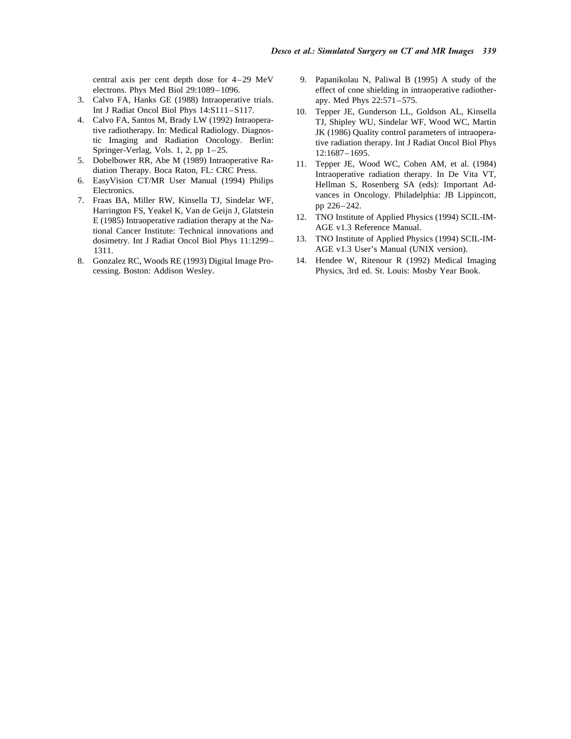central axis per cent depth dose for 4–29 MeV electrons. Phys Med Biol 29:1089–1096.

3. Calvo FA, Hanks GE (1988) Intraoperative trials. Int J Radiat Oncol Biol Phys 14:S111–S117.
4. Calvo FA, Santos M, Brady LW (1992) Intraoperative radiotherapy. In: Medical Radiology. Diagnostic Imaging and Radiation Oncology. Berlin: Springer-Verlag, Vols. 1, 2, pp 1–25.
5. Dobelbower RR, Abe M (1989) Intraoperative Radiation Therapy. Boca Raton, FL: CRC Press.
6. EasyVision CT/MR User Manual (1994) Philips Electronics.
7. Fraas BA, Miller RW, Kinsella TJ, Sindelar WF, Harrington FS, Yeakel K, Van de Geijn J, Glatstein E (1985) Intraoperative radiation therapy at the National Cancer Institute: Technical innovations and dosimetry. Int J Radiat Oncol Biol Phys 11:1299–1311.
8. Gonzalez RC, Woods RE (1993) Digital Image Processing. Boston: Addison Wesley.
9. Papanikolau N, Paliwal B (1995) A study of the effect of cone shielding in intraoperative radiotherapy. Med Phys 22:571–575.
10. Tepper JE, Gunderson LL, Goldson AL, Kinsella TJ, Shipley WU, Sindelar WF, Wood WC, Martin JK (1986) Quality control parameters of intraoperative radiation therapy. Int J Radiat Oncol Biol Phys 12:1687–1695.
11. Tepper JE, Wood WC, Cohen AM, et al. (1984) Intraoperative radiation therapy. In De Vita VT, Hellman S, Rosenberg SA (eds): Important Advances in Oncology. Philadelphia: JB Lippincott, pp 226–242.
12. TNO Institute of Applied Physics (1994) SCIL-IMAGE v1.3 Reference Manual.
13. TNO Institute of Applied Physics (1994) SCIL-IMAGE v1.3 User's Manual (UNIX version).
14. Hendee W, Ritenour R (1992) Medical Imaging Physics, 3rd ed. St. Louis: Mosby Year Book.